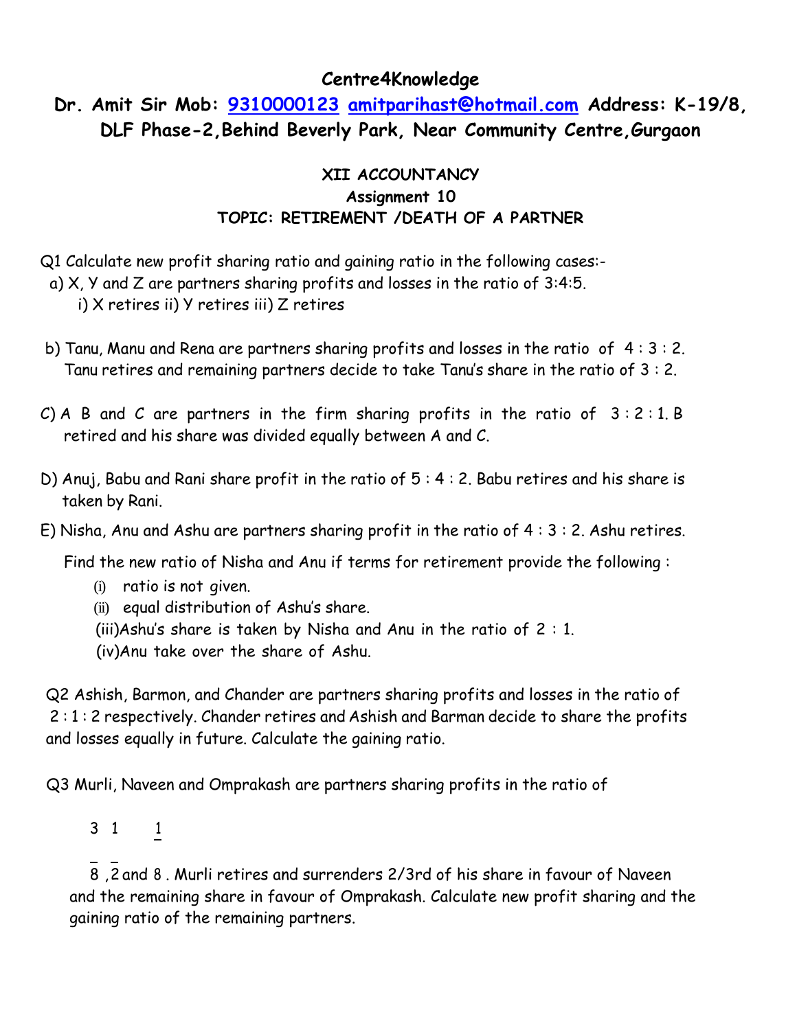# Centre4Knowledge

## Dr. Amit Sir Mob: 9310000123 amitparihast@hotmail.com Address: K-19/8, DLF Phase-2,Behind Beverly Park, Near Community Centre,Gurgaon

### XII ACCOUNTANCY
### Assignment 10
### TOPIC: RETIREMENT /DEATH OF A PARTNER

Q1 Calculate new profit sharing ratio and gaining ratio in the following cases:-

a) X, Y and Z are partners sharing profits and losses in the ratio of 3:4:5.
   i) X retires ii) Y retires iii) Z retires

b) Tanu, Manu and Rena are partners sharing profits and losses in the ratio of 4 : 3 : 2. Tanu retires and remaining partners decide to take Tanu's share in the ratio of 3 : 2.

C) A B and C are partners in the firm sharing profits in the ratio of 3 : 2 : 1. B retired and his share was divided equally between A and C.

D) Anuj, Babu and Rani share profit in the ratio of 5 : 4 : 2. Babu retires and his share is taken by Rani.

E) Nisha, Anu and Ashu are partners sharing profit in the ratio of 4 : 3 : 2. Ashu retires.

Find the new ratio of Nisha and Anu if terms for retirement provide the following :

(i) ratio is not given.
(ii) equal distribution of Ashu's share.
(iii) Ashu's share is taken by Nisha and Anu in the ratio of 2 : 1.
(iv) Anu take over the share of Ashu.

Q2 Ashish, Barmon, and Chander are partners sharing profits and losses in the ratio of 2 : 1 : 2 respectively. Chander retires and Ashish and Barman decide to share the profits and losses equally in future. Calculate the gaining ratio.

Q3 Murli, Naveen and Omprakash are partners sharing profits in the ratio of $\frac{3}{8}$, $\frac{1}{2}$ and $\frac{1}{8}$. Murli retires and surrenders 2/3rd of his share in favour of Naveen and the remaining share in favour of Omprakash. Calculate new profit sharing and the gaining ratio of the remaining partners.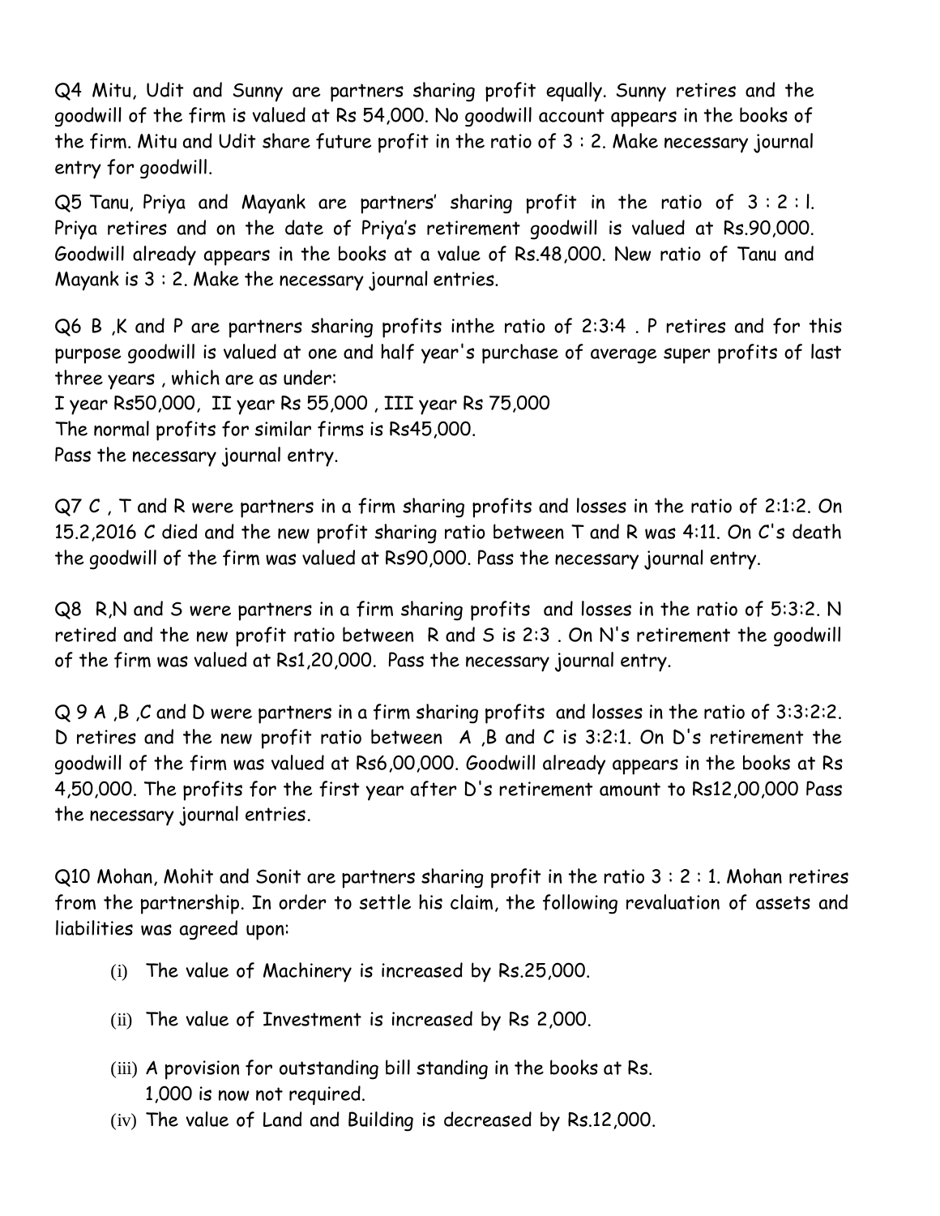Q4 Mitu, Udit and Sunny are partners sharing profit equally. Sunny retires and the goodwill of the firm is valued at Rs 54,000. No goodwill account appears in the books of the firm. Mitu and Udit share future profit in the ratio of 3 : 2. Make necessary journal entry for goodwill.

Q5 Tanu, Priya and Mayank are partners' sharing profit in the ratio of 3 : 2 : l. Priya retires and on the date of Priya's retirement goodwill is valued at Rs.90,000. Goodwill already appears in the books at a value of Rs.48,000. New ratio of Tanu and Mayank is 3 : 2. Make the necessary journal entries.

Q6 B ,K and P are partners sharing profits inthe ratio of 2:3:4 . P retires and for this purpose goodwill is valued at one and half year's purchase of average super profits of last three years , which are as under:
I year Rs50,000, II year Rs 55,000 , III year Rs 75,000
The normal profits for similar firms is Rs45,000.
Pass the necessary journal entry.

Q7 C , T and R were partners in a firm sharing profits and losses in the ratio of 2:1:2. On 15.2,2016 C died and the new profit sharing ratio between T and R was 4:11. On C's death the goodwill of the firm was valued at Rs90,000. Pass the necessary journal entry.

Q8 R,N and S were partners in a firm sharing profits and losses in the ratio of 5:3:2. N retired and the new profit ratio between R and S is 2:3 . On N's retirement the goodwill of the firm was valued at Rs1,20,000. Pass the necessary journal entry.

Q 9 A ,B ,C and D were partners in a firm sharing profits and losses in the ratio of 3:3:2:2. D retires and the new profit ratio between A ,B and C is 3:2:1. On D's retirement the goodwill of the firm was valued at Rs6,00,000. Goodwill already appears in the books at Rs 4,50,000. The profits for the first year after D's retirement amount to Rs12,00,000 Pass the necessary journal entries.

Q10 Mohan, Mohit and Sonit are partners sharing profit in the ratio 3 : 2 : 1. Mohan retires from the partnership. In order to settle his claim, the following revaluation of assets and liabilities was agreed upon:

(i) The value of Machinery is increased by Rs.25,000.

(ii) The value of Investment is increased by Rs 2,000.

(iii) A provision for outstanding bill standing in the books at Rs. 1,000 is now not required.

(iv) The value of Land and Building is decreased by Rs.12,000.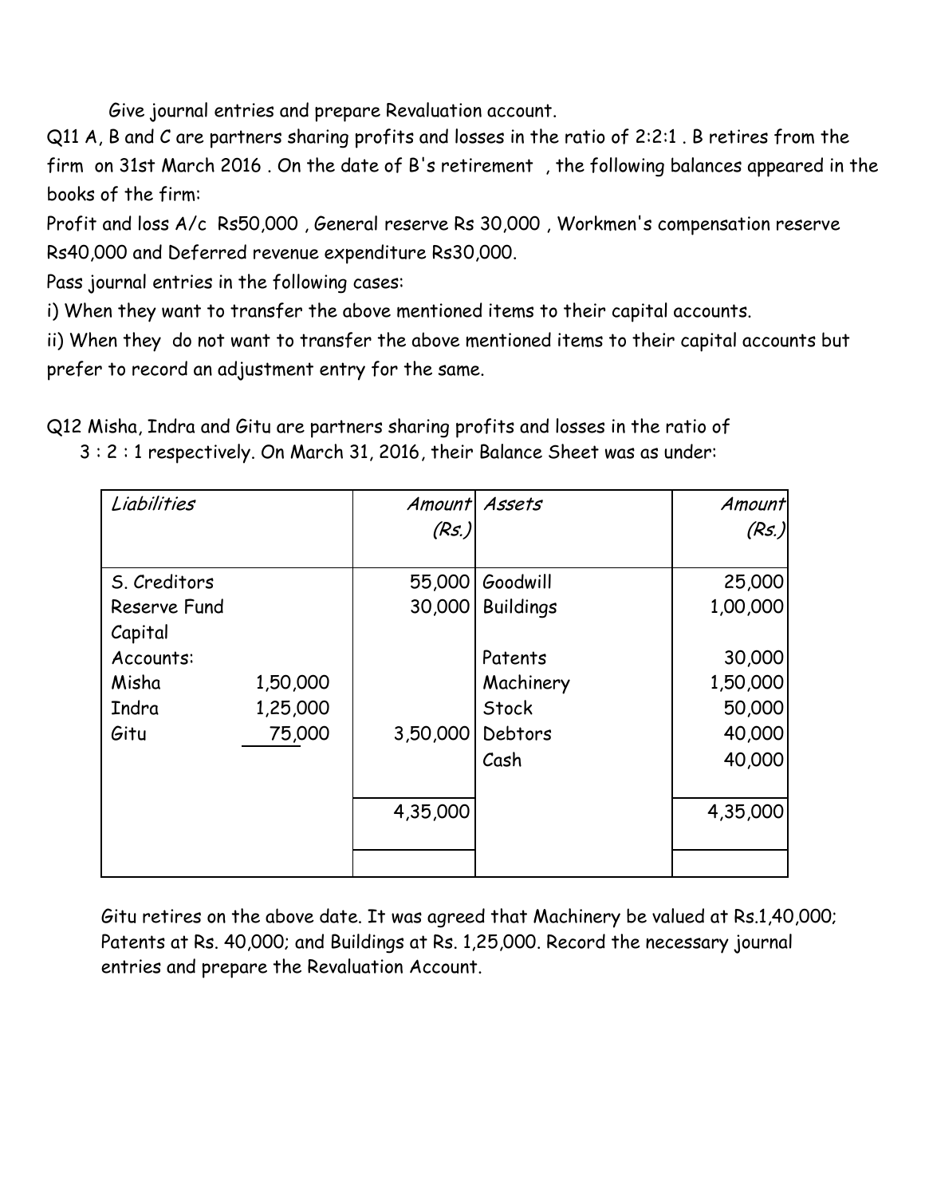Give journal entries and prepare Revaluation account.

Q11 A, B and C are partners sharing profits and losses in the ratio of 2:2:1 . B retires from the firm on 31st March 2016 . On the date of B's retirement , the following balances appeared in the books of the firm:

Profit and loss A/c Rs50,000 , General reserve Rs 30,000 , Workmen's compensation reserve Rs40,000 and Deferred revenue expenditure Rs30,000.

Pass journal entries in the following cases:

i) When they want to transfer the above mentioned items to their capital accounts.

ii) When they do not want to transfer the above mentioned items to their capital accounts but prefer to record an adjustment entry for the same.

Q12 Misha, Indra and Gitu are partners sharing profits and losses in the ratio of 3 : 2 : 1 respectively. On March 31, 2016, their Balance Sheet was as under:

| *Liabilities* | | *Amount (Rs.)* | *Assets* | *Amount (Rs.)* |
|---|---|---|---|---|
| S. Creditors | | 55,000 | Goodwill | 25,000 |
| Reserve Fund | | 30,000 | Buildings | 1,00,000 |
| Capital Accounts: | | | Patents | 30,000 |
| Misha | 1,50,000 | | Machinery | 1,50,000 |
| Indra | 1,25,000 | | Stock | 50,000 |
| Gitu | 75,000 | 3,50,000 | Debtors | 40,000 |
| | | | Cash | 40,000 |
| | | 4,35,000 | | 4,35,000 |

Gitu retires on the above date. It was agreed that Machinery be valued at Rs.1,40,000; Patents at Rs. 40,000; and Buildings at Rs. 1,25,000. Record the necessary journal entries and prepare the Revaluation Account.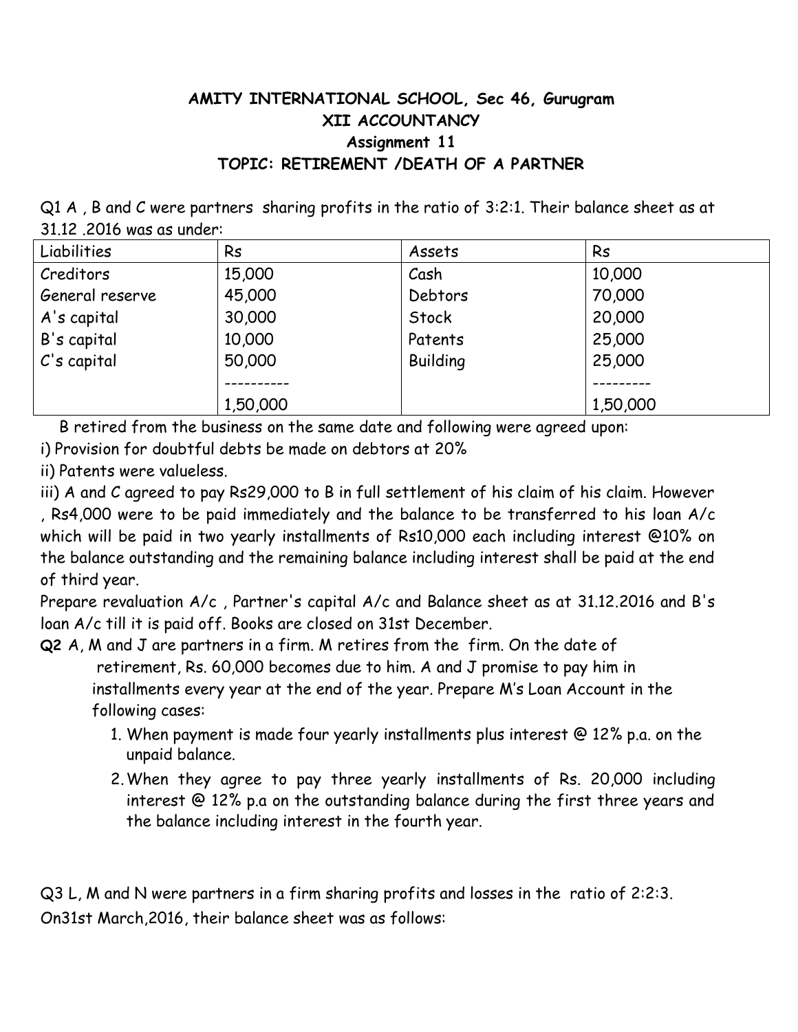**AMITY INTERNATIONAL SCHOOL, Sec 46, Gurugram**

**XII ACCOUNTANCY**

**Assignment 11**

**TOPIC: RETIREMENT /DEATH OF A PARTNER**

Q1 A , B and C were partners sharing profits in the ratio of 3:2:1. Their balance sheet as at 31.12 .2016 was as under:

| Liabilities | Rs | Assets | Rs |
|---|---|---|---|
| Creditors | 15,000 | Cash | 10,000 |
| General reserve | 45,000 | Debtors | 70,000 |
| A's capital | 30,000 | Stock | 20,000 |
| B's capital | 10,000 | Patents | 25,000 |
| C's capital | 50,000 | Building | 25,000 |
| | ---------- | | --------- |
| | 1,50,000 | | 1,50,000 |

B retired from the business on the same date and following were agreed upon:

i) Provision for doubtful debts be made on debtors at 20%

ii) Patents were valueless.

iii) A and C agreed to pay Rs29,000 to B in full settlement of his claim of his claim. However , Rs4,000 were to be paid immediately and the balance to be transferred to his loan A/c which will be paid in two yearly installments of Rs10,000 each including interest @10% on the balance outstanding and the remaining balance including interest shall be paid at the end of third year.

Prepare revaluation A/c , Partner's capital A/c and Balance sheet as at 31.12.2016 and B's loan A/c till it is paid off. Books are closed on 31st December.

**Q2** A, M and J are partners in a firm. M retires from the firm. On the date of retirement, Rs. 60,000 becomes due to him. A and J promise to pay him in installments every year at the end of the year. Prepare M's Loan Account in the following cases:

1. When payment is made four yearly installments plus interest @ 12% p.a. on the unpaid balance.
2. When they agree to pay three yearly installments of Rs. 20,000 including interest @ 12% p.a on the outstanding balance during the first three years and the balance including interest in the fourth year.

Q3 L, M and N were partners in a firm sharing profits and losses in the ratio of 2:2:3. On31st March,2016, their balance sheet was as follows: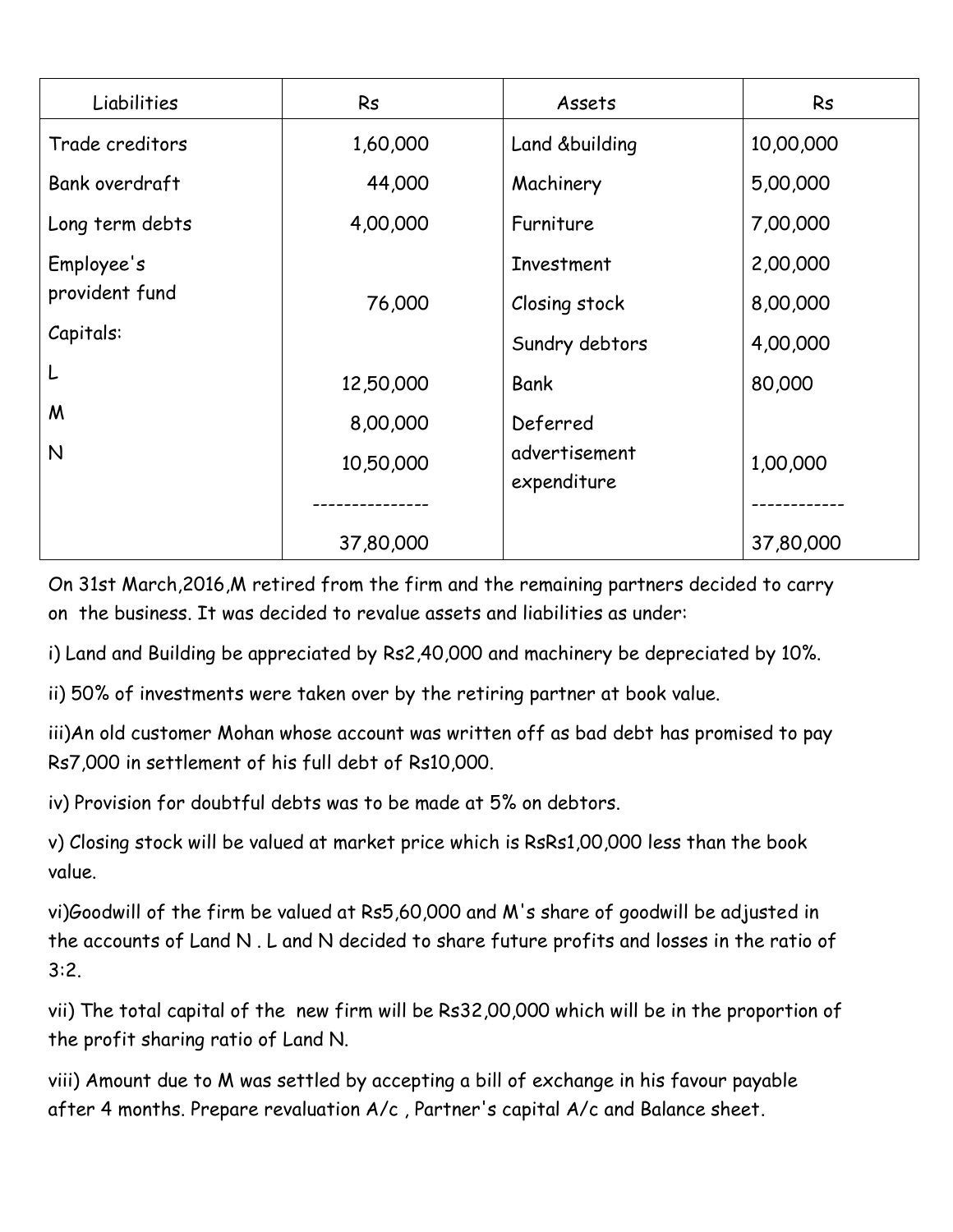| Liabilities | Rs | Assets | Rs |
|---|---|---|---|
| Trade creditors | 1,60,000 | Land &building | 10,00,000 |
| Bank overdraft | 44,000 | Machinery | 5,00,000 |
| Long term debts | 4,00,000 | Furniture | 7,00,000 |
| Employee's provident fund | 76,000 | Investment | 2,00,000 |
| Capitals: | | Closing stock | 8,00,000 |
| | | Sundry debtors | 4,00,000 |
| L | 12,50,000 | Bank | 80,000 |
| M | 8,00,000 | Deferred advertisement expenditure | 1,00,000 |
| N | 10,50,000 | | |
| | --------------- | | ------------ |
| | 37,80,000 | | 37,80,000 |

On 31st March,2016,M retired from the firm and the remaining partners decided to carry on the business. It was decided to revalue assets and liabilities as under:

i) Land and Building be appreciated by Rs2,40,000 and machinery be depreciated by 10%.

ii) 50% of investments were taken over by the retiring partner at book value.

iii)An old customer Mohan whose account was written off as bad debt has promised to pay Rs7,000 in settlement of his full debt of Rs10,000.

iv) Provision for doubtful debts was to be made at 5% on debtors.

v) Closing stock will be valued at market price which is RsRs1,00,000 less than the book value.

vi)Goodwill of the firm be valued at Rs5,60,000 and M's share of goodwill be adjusted in the accounts of Land N . L and N decided to share future profits and losses in the ratio of 3:2.

vii) The total capital of the new firm will be Rs32,00,000 which will be in the proportion of the profit sharing ratio of Land N.

viii) Amount due to M was settled by accepting a bill of exchange in his favour payable after 4 months. Prepare revaluation A/c , Partner's capital A/c and Balance sheet.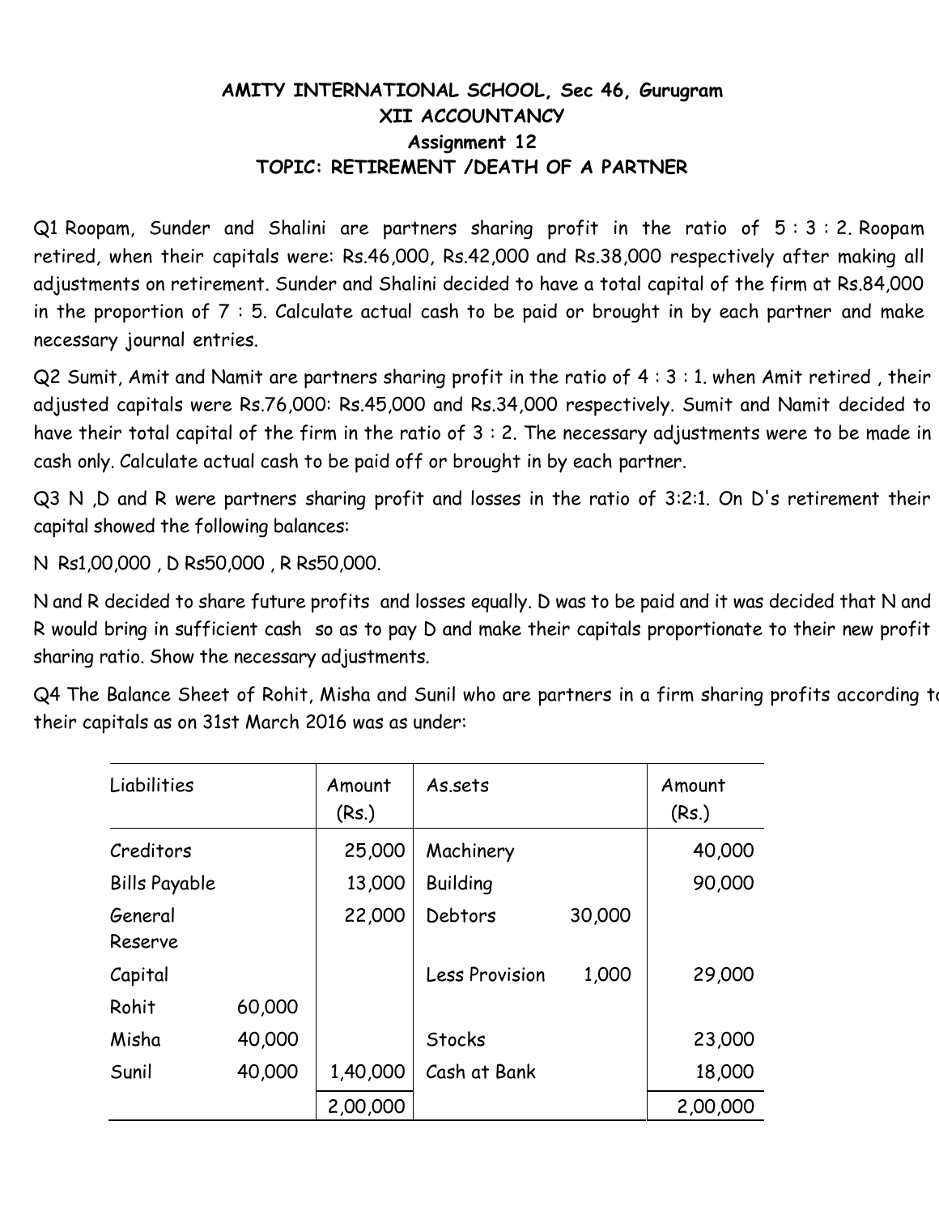# AMITY INTERNATIONAL SCHOOL, Sec 46, Gurugram

## XII ACCOUNTANCY

### Assignment 12

### TOPIC: RETIREMENT /DEATH OF A PARTNER

Q1 Roopam, Sunder and Shalini are partners sharing profit in the ratio of 5 : 3 : 2. Roopam retired, when their capitals were: Rs.46,000, Rs.42,000 and Rs.38,000 respectively after making all adjustments on retirement. Sunder and Shalini decided to have a total capital of the firm at Rs.84,000 in the proportion of 7 : 5. Calculate actual cash to be paid or brought in by each partner and make necessary journal entries.

Q2 Sumit, Amit and Namit are partners sharing profit in the ratio of 4 : 3 : 1. when Amit retired , their adjusted capitals were Rs.76,000: Rs.45,000 and Rs.34,000 respectively. Sumit and Namit decided to have their total capital of the firm in the ratio of 3 : 2. The necessary adjustments were to be made in cash only. Calculate actual cash to be paid off or brought in by each partner.

Q3 N ,D and R were partners sharing profit and losses in the ratio of 3:2:1. On D's retirement their capital showed the following balances:

N Rs1,00,000 , D Rs50,000 , R Rs50,000.

N and R decided to share future profits and losses equally. D was to be paid and it was decided that N and R would bring in sufficient cash so as to pay D and make their capitals proportionate to their new profit sharing ratio. Show the necessary adjustments.

Q4 The Balance Sheet of Rohit, Misha and Sunil who are partners in a firm sharing profits according to their capitals as on 31st March 2016 was as under:

| Liabilities | | Amount (Rs.) | As.sets | | Amount (Rs.) |
|---|---|---|---|---|---|
| Creditors | | 25,000 | Machinery | | 40,000 |
| Bills Payable | | 13,000 | Building | | 90,000 |
| General Reserve | | 22,000 | Debtors | 30,000 | |
| Capital | | | Less Provision | 1,000 | 29,000 |
| Rohit | 60,000 | | | | |
| Misha | 40,000 | | Stocks | | 23,000 |
| Sunil | 40,000 | 1,40,000 | Cash at Bank | | 18,000 |
| | | 2,00,000 | | | 2,00,000 |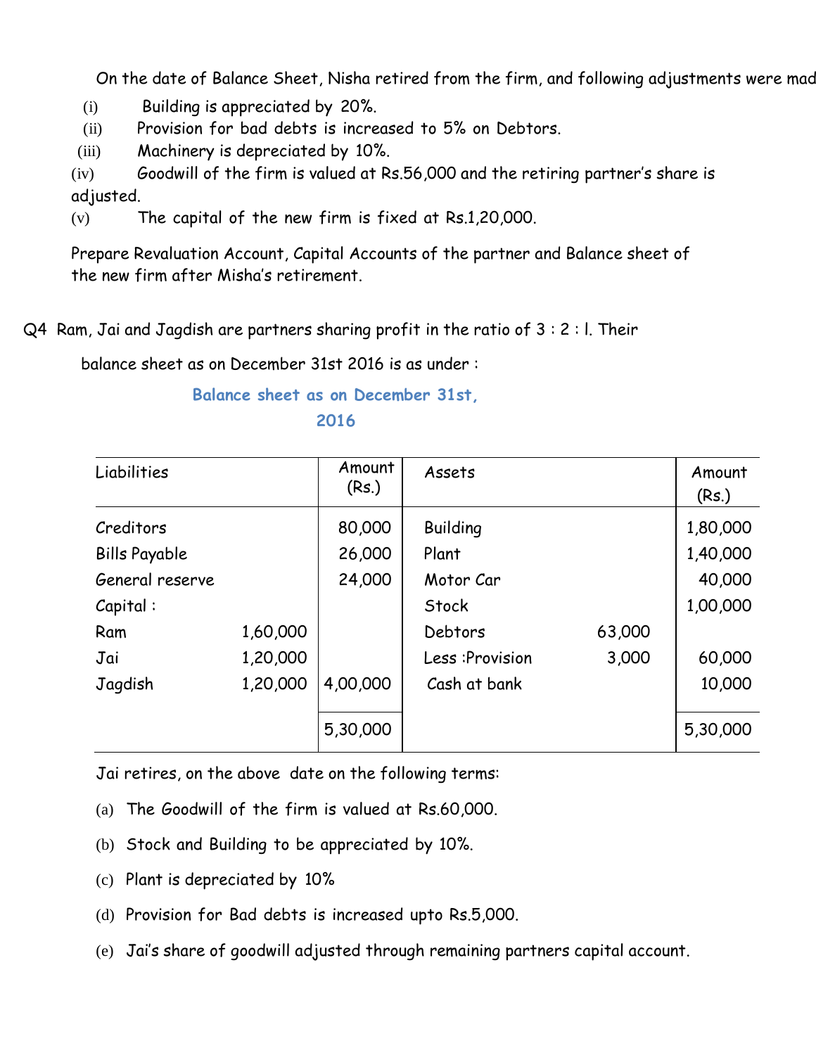On the date of Balance Sheet, Nisha retired from the firm, and following adjustments were mad

(i) Building is appreciated by 20%.

(ii) Provision for bad debts is increased to 5% on Debtors.

(iii) Machinery is depreciated by 10%.

(iv) Goodwill of the firm is valued at Rs.56,000 and the retiring partner's share is adjusted.

(v) The capital of the new firm is fixed at Rs.1,20,000.

Prepare Revaluation Account, Capital Accounts of the partner and Balance sheet of the new firm after Misha's retirement.

Q4 Ram, Jai and Jagdish are partners sharing profit in the ratio of 3 : 2 : l. Their balance sheet as on December 31st 2016 is as under :

### Balance sheet as on December 31st, 2016

| Liabilities | | Amount (Rs.) | Assets | | Amount (Rs.) |
|---|---|---|---|---|---|
| Creditors | | 80,000 | Building | | 1,80,000 |
| Bills Payable | | 26,000 | Plant | | 1,40,000 |
| General reserve | | 24,000 | Motor Car | | 40,000 |
| Capital : | | | Stock | | 1,00,000 |
| Ram | 1,60,000 | | Debtors | 63,000 | |
| Jai | 1,20,000 | | Less :Provision | 3,000 | 60,000 |
| Jagdish | 1,20,000 | 4,00,000 | Cash at bank | | 10,000 |
| | | 5,30,000 | | | 5,30,000 |

Jai retires, on the above date on the following terms:

(a) The Goodwill of the firm is valued at Rs.60,000.

(b) Stock and Building to be appreciated by 10%.

(c) Plant is depreciated by 10%

(d) Provision for Bad debts is increased upto Rs.5,000.

(e) Jai's share of goodwill adjusted through remaining partners capital account.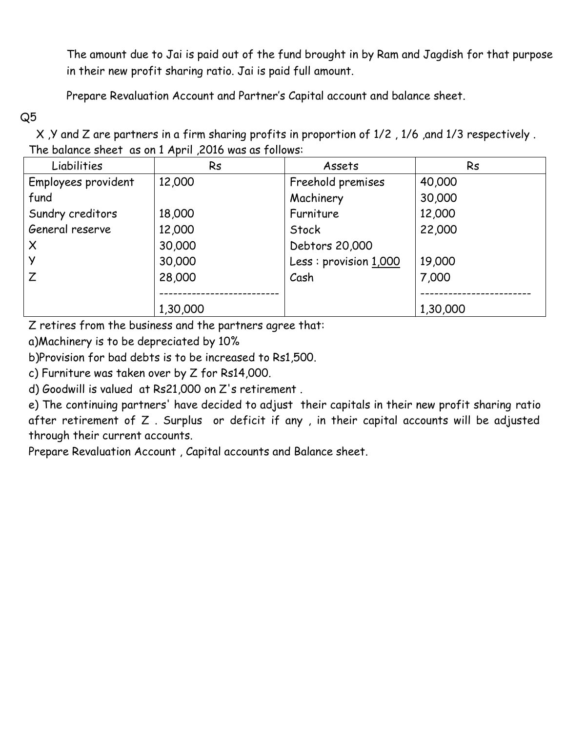The amount due to Jai is paid out of the fund brought in by Ram and Jagdish for that purpose in their new profit sharing ratio. Jai is paid full amount.

Prepare Revaluation Account and Partner's Capital account and balance sheet.

Q5

X ,Y and Z are partners in a firm sharing profits in proportion of 1/2 , 1/6 ,and 1/3 respectively . The balance sheet as on 1 April ,2016 was as follows:

| Liabilities | Rs | Assets | Rs |
|---|---|---|---|
| Employees provident fund | 12,000 | Freehold premises | 40,000 |
| | | Machinery | 30,000 |
| Sundry creditors | 18,000 | Furniture | 12,000 |
| General reserve | 12,000 | Stock | 22,000 |
| X | 30,000 | Debtors 20,000 | |
| Y | 30,000 | Less : provision 1,000 | 19,000 |
| Z | 28,000 | Cash | 7,000 |
| | 1,30,000 | | 1,30,000 |

Z retires from the business and the partners agree that:

a)Machinery is to be depreciated by 10%

b)Provision for bad debts is to be increased to Rs1,500.

c) Furniture was taken over by Z for Rs14,000.

d) Goodwill is valued at Rs21,000 on Z's retirement .

e) The continuing partners' have decided to adjust their capitals in their new profit sharing ratio after retirement of Z . Surplus or deficit if any , in their capital accounts will be adjusted through their current accounts.

Prepare Revaluation Account , Capital accounts and Balance sheet.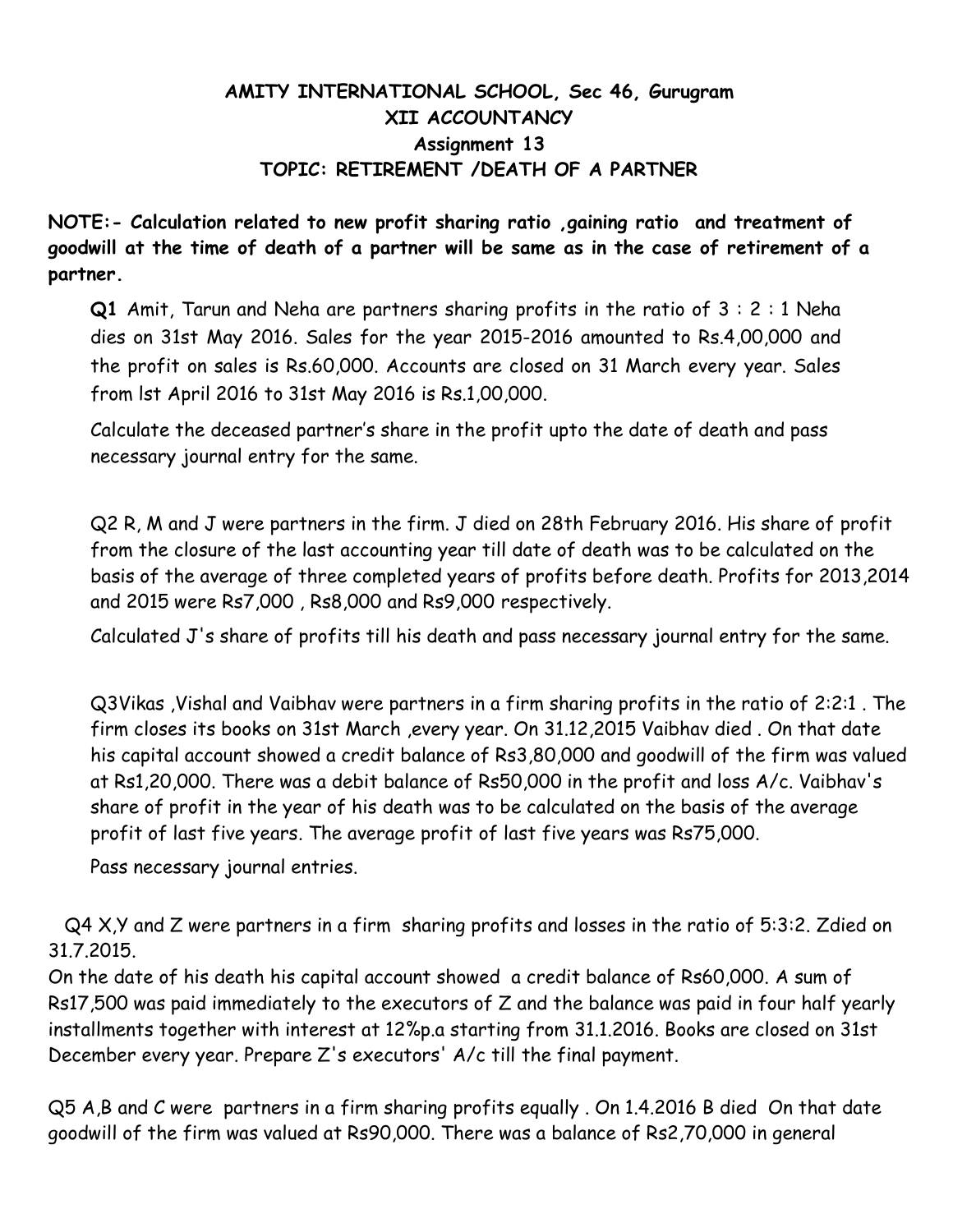# AMITY INTERNATIONAL SCHOOL, Sec 46, Gurugram

## XII ACCOUNTANCY

### Assignment 13

### TOPIC: RETIREMENT /DEATH OF A PARTNER

**NOTE:- Calculation related to new profit sharing ratio ,gaining ratio and treatment of goodwill at the time of death of a partner will be same as in the case of retirement of a partner.**

**Q1** Amit, Tarun and Neha are partners sharing profits in the ratio of 3 : 2 : 1 Neha dies on 31st May 2016. Sales for the year 2015-2016 amounted to Rs.4,00,000 and the profit on sales is Rs.60,000. Accounts are closed on 31 March every year. Sales from lst April 2016 to 31st May 2016 is Rs.1,00,000.

Calculate the deceased partner's share in the profit upto the date of death and pass necessary journal entry for the same.

Q2 R, M and J were partners in the firm. J died on 28th February 2016. His share of profit from the closure of the last accounting year till date of death was to be calculated on the basis of the average of three completed years of profits before death. Profits for 2013,2014 and 2015 were Rs7,000 , Rs8,000 and Rs9,000 respectively.

Calculated J's share of profits till his death and pass necessary journal entry for the same.

Q3Vikas ,Vishal and Vaibhav were partners in a firm sharing profits in the ratio of 2:2:1 . The firm closes its books on 31st March ,every year. On 31.12,2015 Vaibhav died . On that date his capital account showed a credit balance of Rs3,80,000 and goodwill of the firm was valued at Rs1,20,000. There was a debit balance of Rs50,000 in the profit and loss A/c. Vaibhav's share of profit in the year of his death was to be calculated on the basis of the average profit of last five years. The average profit of last five years was Rs75,000.

Pass necessary journal entries.

Q4 X,Y and Z were partners in a firm sharing profits and losses in the ratio of 5:3:2. Zdied on 31.7.2015.

On the date of his death his capital account showed a credit balance of Rs60,000. A sum of Rs17,500 was paid immediately to the executors of Z and the balance was paid in four half yearly installments together with interest at 12%p.a starting from 31.1.2016. Books are closed on 31st December every year. Prepare Z's executors' A/c till the final payment.

Q5 A,B and C were partners in a firm sharing profits equally . On 1.4.2016 B died On that date goodwill of the firm was valued at Rs90,000. There was a balance of Rs2,70,000 in general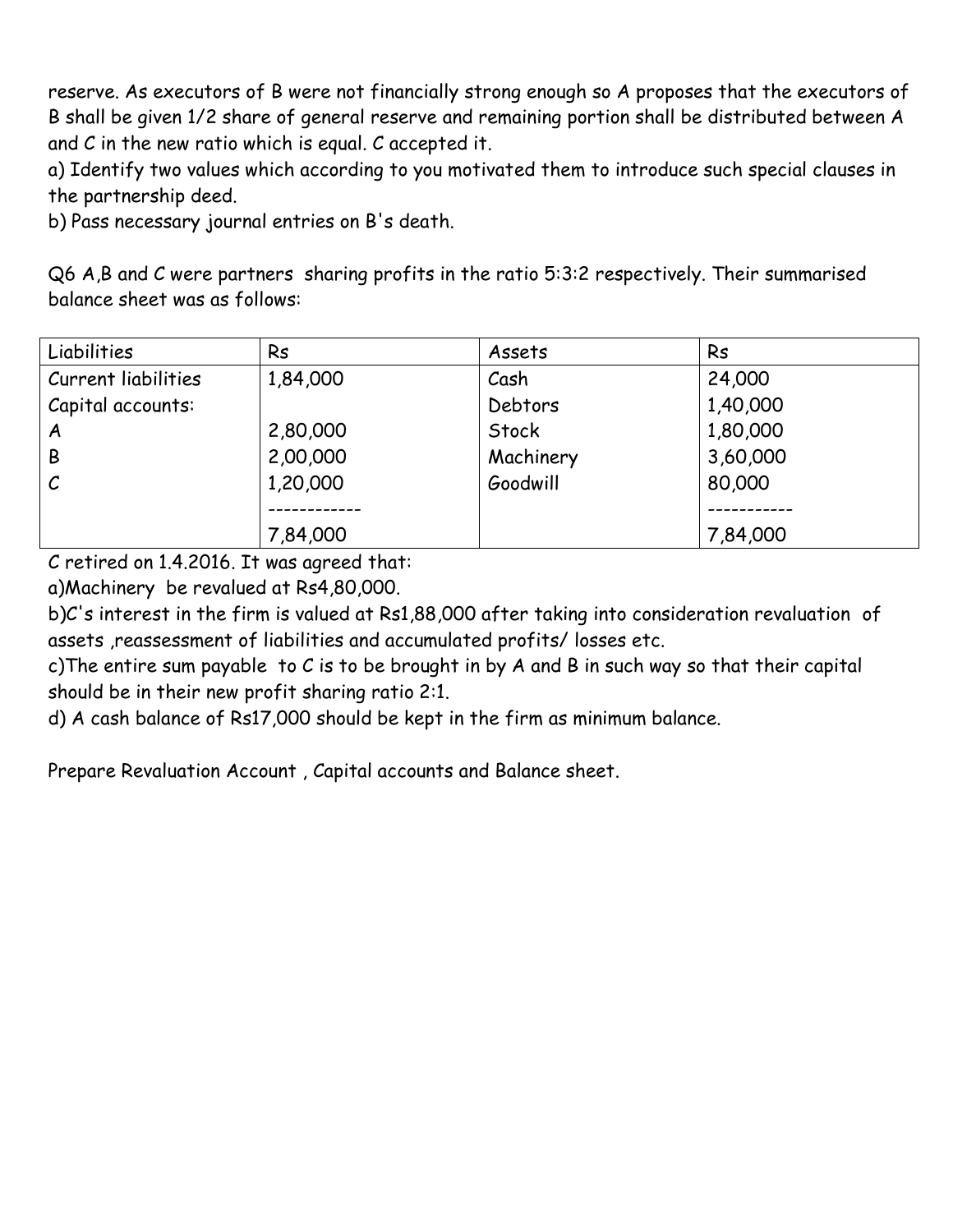reserve. As executors of B were not financially strong enough so A proposes that the executors of B shall be given 1/2 share of general reserve and remaining portion shall be distributed between A and C in the new ratio which is equal. C accepted it.

a) Identify two values which according to you motivated them to introduce such special clauses in the partnership deed.

b) Pass necessary journal entries on B's death.

Q6 A,B and C were partners sharing profits in the ratio 5:3:2 respectively. Their summarised balance sheet was as follows:

| Liabilities | Rs | Assets | Rs |
|---|---|---|---|
| Current liabilities | 1,84,000 | Cash | 24,000 |
| Capital accounts: | | Debtors | 1,40,000 |
| A | 2,80,000 | Stock | 1,80,000 |
| B | 2,00,000 | Machinery | 3,60,000 |
| C | 1,20,000 | Goodwill | 80,000 |
| | ------------ | | ----------- |
| | 7,84,000 | | 7,84,000 |

C retired on 1.4.2016. It was agreed that:

a)Machinery be revalued at Rs4,80,000.

b)C's interest in the firm is valued at Rs1,88,000 after taking into consideration revaluation of assets ,reassessment of liabilities and accumulated profits/ losses etc.

c)The entire sum payable to C is to be brought in by A and B in such way so that their capital should be in their new profit sharing ratio 2:1.

d) A cash balance of Rs17,000 should be kept in the firm as minimum balance.

Prepare Revaluation Account , Capital accounts and Balance sheet.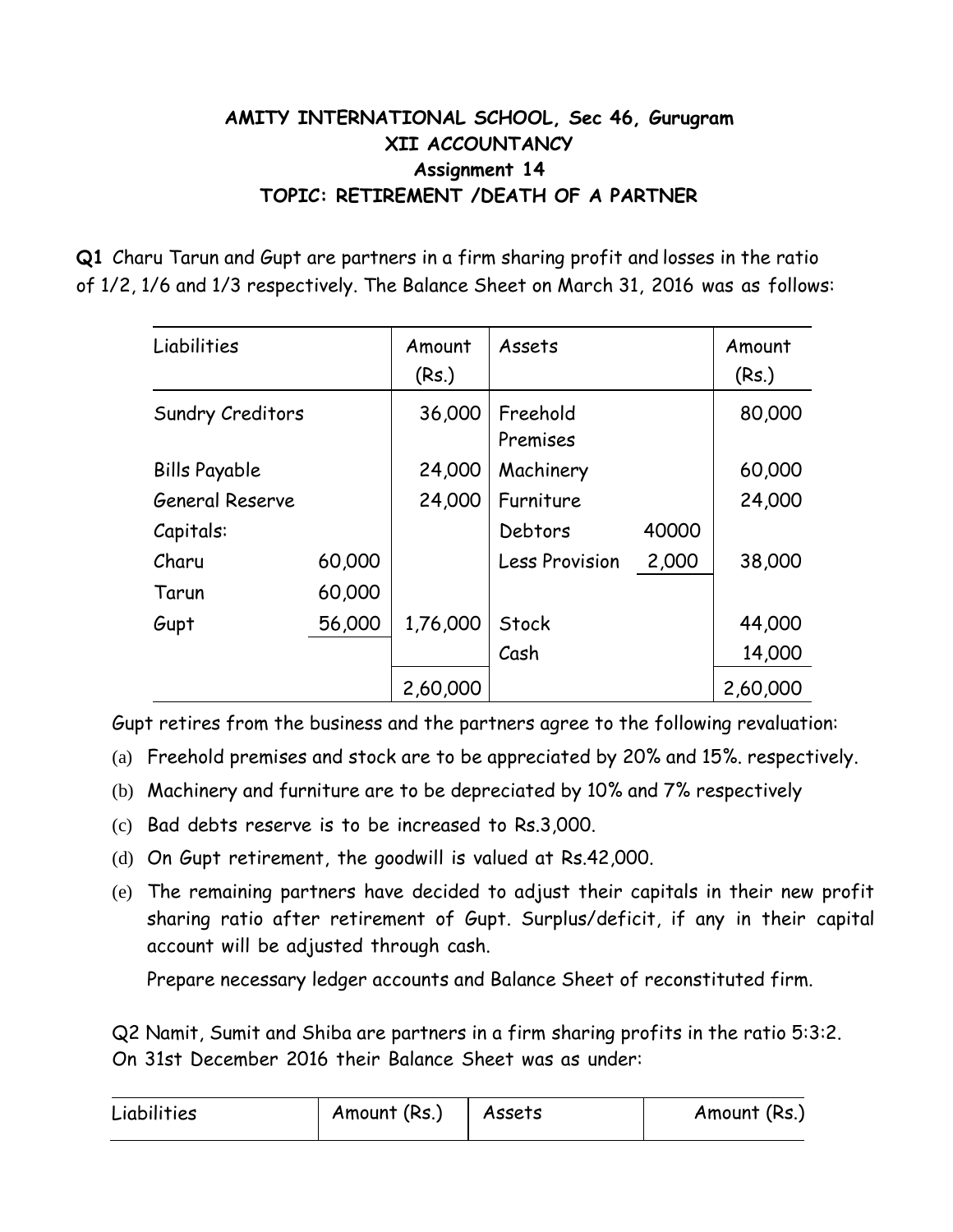**AMITY INTERNATIONAL SCHOOL, Sec 46, Gurugram**

**XII ACCOUNTANCY**

**Assignment 14**

**TOPIC: RETIREMENT /DEATH OF A PARTNER**

**Q1** Charu Tarun and Gupt are partners in a firm sharing profit and losses in the ratio of 1/2, 1/6 and 1/3 respectively. The Balance Sheet on March 31, 2016 was as follows:

| Liabilities | | Amount (Rs.) | Assets | | Amount (Rs.) |
|---|---|---|---|---|---|
| Sundry Creditors | | 36,000 | Freehold Premises | | 80,000 |
| Bills Payable | | 24,000 | Machinery | | 60,000 |
| General Reserve | | 24,000 | Furniture | | 24,000 |
| Capitals: | | | Debtors | 40000 | |
| Charu | 60,000 | | Less Provision | 2,000 | 38,000 |
| Tarun | 60,000 | | | | |
| Gupt | 56,000 | 1,76,000 | Stock | | 44,000 |
| | | | Cash | | 14,000 |
| | | 2,60,000 | | | 2,60,000 |

Gupt retires from the business and the partners agree to the following revaluation:

(a) Freehold premises and stock are to be appreciated by 20% and 15%. respectively.

(b) Machinery and furniture are to be depreciated by 10% and 7% respectively

(c) Bad debts reserve is to be increased to Rs.3,000.

(d) On Gupt retirement, the goodwill is valued at Rs.42,000.

(e) The remaining partners have decided to adjust their capitals in their new profit sharing ratio after retirement of Gupt. Surplus/deficit, if any in their capital account will be adjusted through cash.

Prepare necessary ledger accounts and Balance Sheet of reconstituted firm.

Q2 Namit, Sumit and Shiba are partners in a firm sharing profits in the ratio 5:3:2. On 31st December 2016 their Balance Sheet was as under:

| Liabilities | Amount (Rs.) | Assets | Amount (Rs.) |
|---|---|---|---|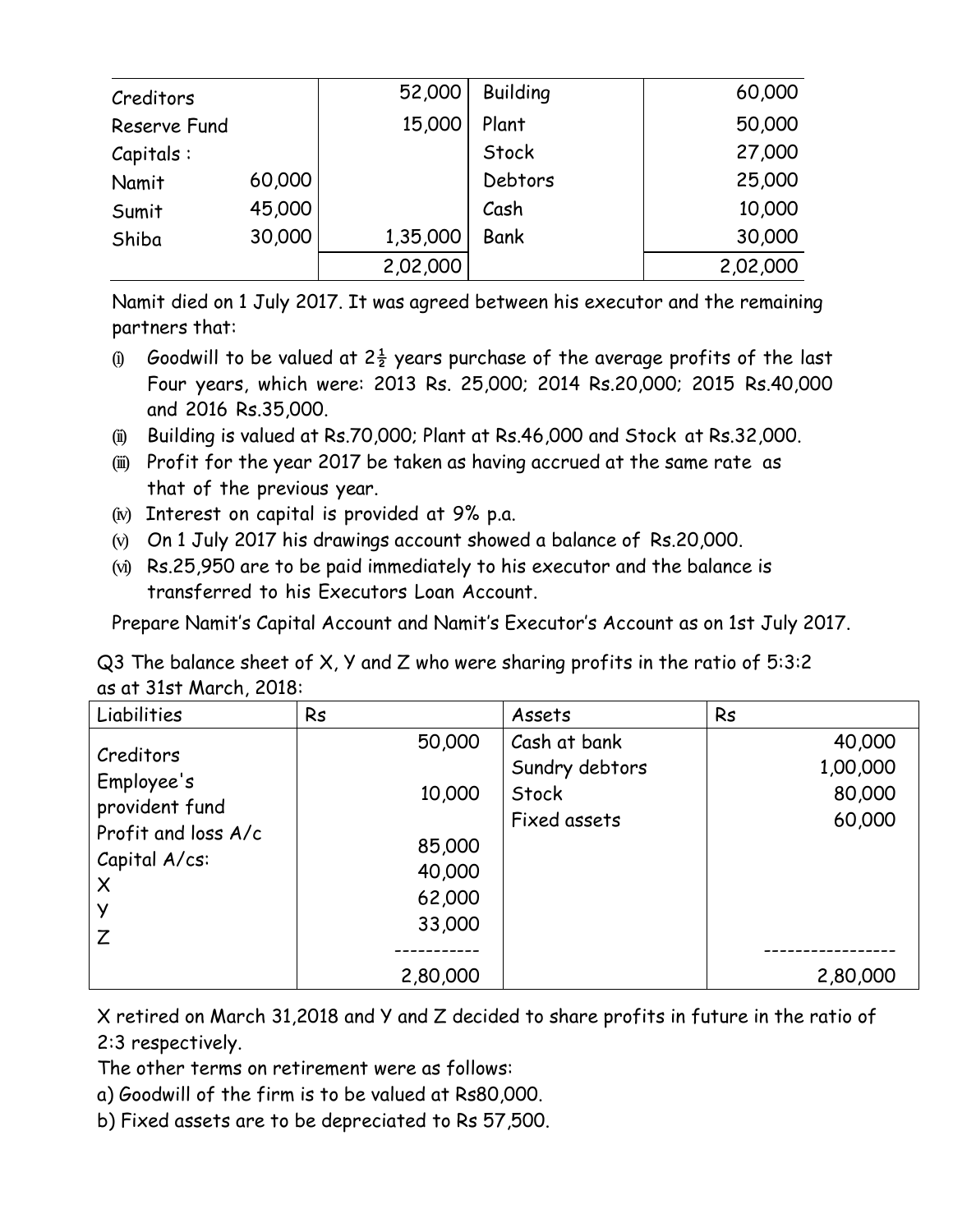| | | | | |
|---|---|---|---|---|
| Creditors | | 52,000 | Building | 60,000 |
| Reserve Fund | | 15,000 | Plant | 50,000 |
| Capitals : | | | Stock | 27,000 |
| Namit | 60,000 | | Debtors | 25,000 |
| Sumit | 45,000 | | Cash | 10,000 |
| Shiba | 30,000 | 1,35,000 | Bank | 30,000 |
| | | 2,02,000 | | 2,02,000 |

Namit died on 1 July 2017. It was agreed between his executor and the remaining partners that:

(i) Goodwill to be valued at $2\frac{1}{2}$ years purchase of the average profits of the last Four years, which were: 2013 Rs. 25,000; 2014 Rs.20,000; 2015 Rs.40,000 and 2016 Rs.35,000.

(ii) Building is valued at Rs.70,000; Plant at Rs.46,000 and Stock at Rs.32,000.

(iii) Profit for the year 2017 be taken as having accrued at the same rate as that of the previous year.

(iv) Interest on capital is provided at 9% p.a.

(v) On 1 July 2017 his drawings account showed a balance of Rs.20,000.

(vi) Rs.25,950 are to be paid immediately to his executor and the balance is transferred to his Executors Loan Account.

Prepare Namit's Capital Account and Namit's Executor's Account as on 1st July 2017.

Q3 The balance sheet of X, Y and Z who were sharing profits in the ratio of 5:3:2 as at 31st March, 2018:

| Liabilities | Rs | Assets | Rs |
|---|---|---|---|
| Creditors | 50,000 | Cash at bank | 40,000 |
| Employee's provident fund | 10,000 | Sundry debtors | 1,00,000 |
| Profit and loss A/c | 85,000 | Stock | 80,000 |
| Capital A/cs: | | Fixed assets | 60,000 |
| X | 40,000 | | |
| Y | 62,000 | | |
| Z | 33,000 | | |
| | 2,80,000 | | 2,80,000 |

X retired on March 31,2018 and Y and Z decided to share profits in future in the ratio of 2:3 respectively.

The other terms on retirement were as follows:

a) Goodwill of the firm is to be valued at Rs80,000.

b) Fixed assets are to be depreciated to Rs 57,500.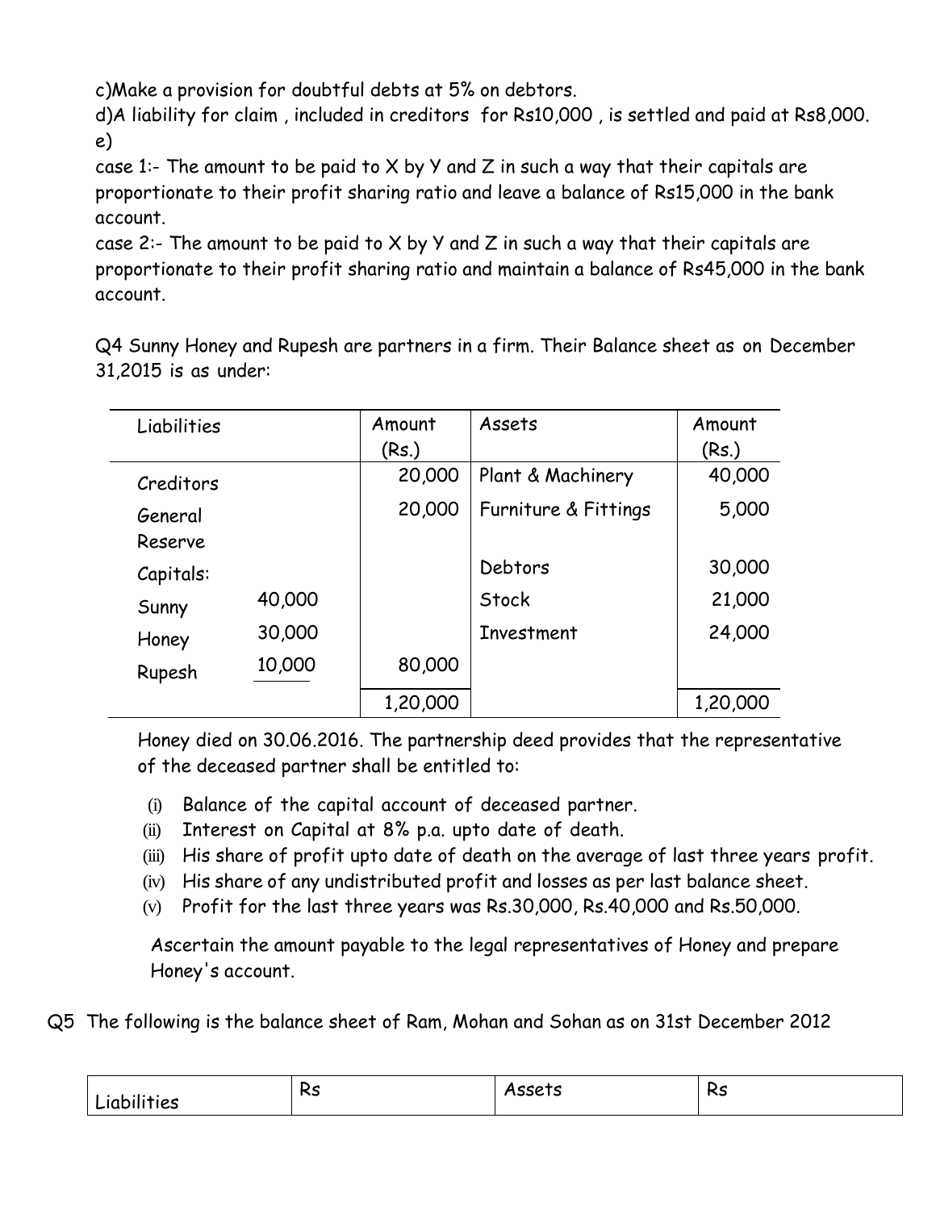c)Make a provision for doubtful debts at 5% on debtors.

d)A liability for claim , included in creditors for Rs10,000 , is settled and paid at Rs8,000.

e)

case 1:- The amount to be paid to X by Y and Z in such a way that their capitals are proportionate to their profit sharing ratio and leave a balance of Rs15,000 in the bank account.

case 2:- The amount to be paid to X by Y and Z in such a way that their capitals are proportionate to their profit sharing ratio and maintain a balance of Rs45,000 in the bank account.

Q4 Sunny Honey and Rupesh are partners in a firm. Their Balance sheet as on December 31,2015 is as under:

| Liabilities | | Amount (Rs.) | Assets | Amount (Rs.) |
|---|---|---|---|---|
| Creditors | | 20,000 | Plant & Machinery | 40,000 |
| General Reserve | | 20,000 | Furniture & Fittings | 5,000 |
| Capitals: | | | Debtors | 30,000 |
| Sunny | 40,000 | | Stock | 21,000 |
| Honey | 30,000 | | Investment | 24,000 |
| Rupesh | 10,000 | 80,000 | | |
| | | 1,20,000 | | 1,20,000 |

Honey died on 30.06.2016. The partnership deed provides that the representative of the deceased partner shall be entitled to:

(i) Balance of the capital account of deceased partner.
(ii) Interest on Capital at 8% p.a. upto date of death.
(iii) His share of profit upto date of death on the average of last three years profit.
(iv) His share of any undistributed profit and losses as per last balance sheet.
(v) Profit for the last three years was Rs.30,000, Rs.40,000 and Rs.50,000.

Ascertain the amount payable to the legal representatives of Honey and prepare Honey's account.

Q5 The following is the balance sheet of Ram, Mohan and Sohan as on 31st December 2012

| Liabilities | Rs | Assets | Rs |
|---|---|---|---|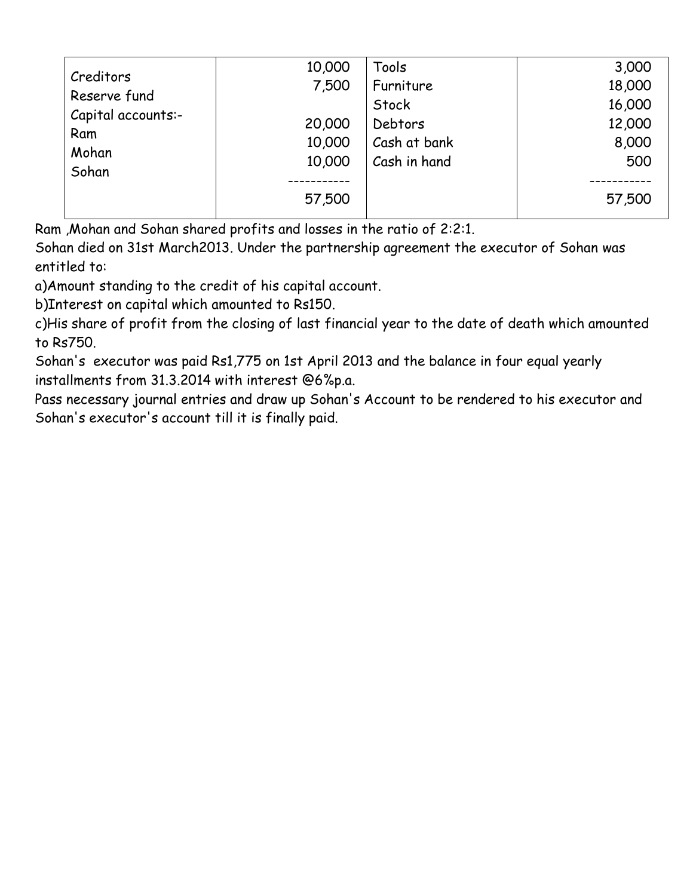| | | | |
|---|---|---|---|
| Creditors | 10,000 | Tools | 3,000 |
| Reserve fund | 7,500 | Furniture | 18,000 |
| Capital accounts:- | | Stock | 16,000 |
| Ram | 20,000 | Debtors | 12,000 |
| Mohan | 10,000 | Cash at bank | 8,000 |
| Sohan | 10,000 | Cash in hand | 500 |
| | ----------- | | ----------- |
| | 57,500 | | 57,500 |

Ram ,Mohan and Sohan shared profits and losses in the ratio of 2:2:1.

Sohan died on 31st March2013. Under the partnership agreement the executor of Sohan was entitled to:

a)Amount standing to the credit of his capital account.

b)Interest on capital which amounted to Rs150.

c)His share of profit from the closing of last financial year to the date of death which amounted to Rs750.

Sohan's executor was paid Rs1,775 on 1st April 2013 and the balance in four equal yearly installments from 31.3.2014 with interest @6%p.a.

Pass necessary journal entries and draw up Sohan's Account to be rendered to his executor and Sohan's executor's account till it is finally paid.